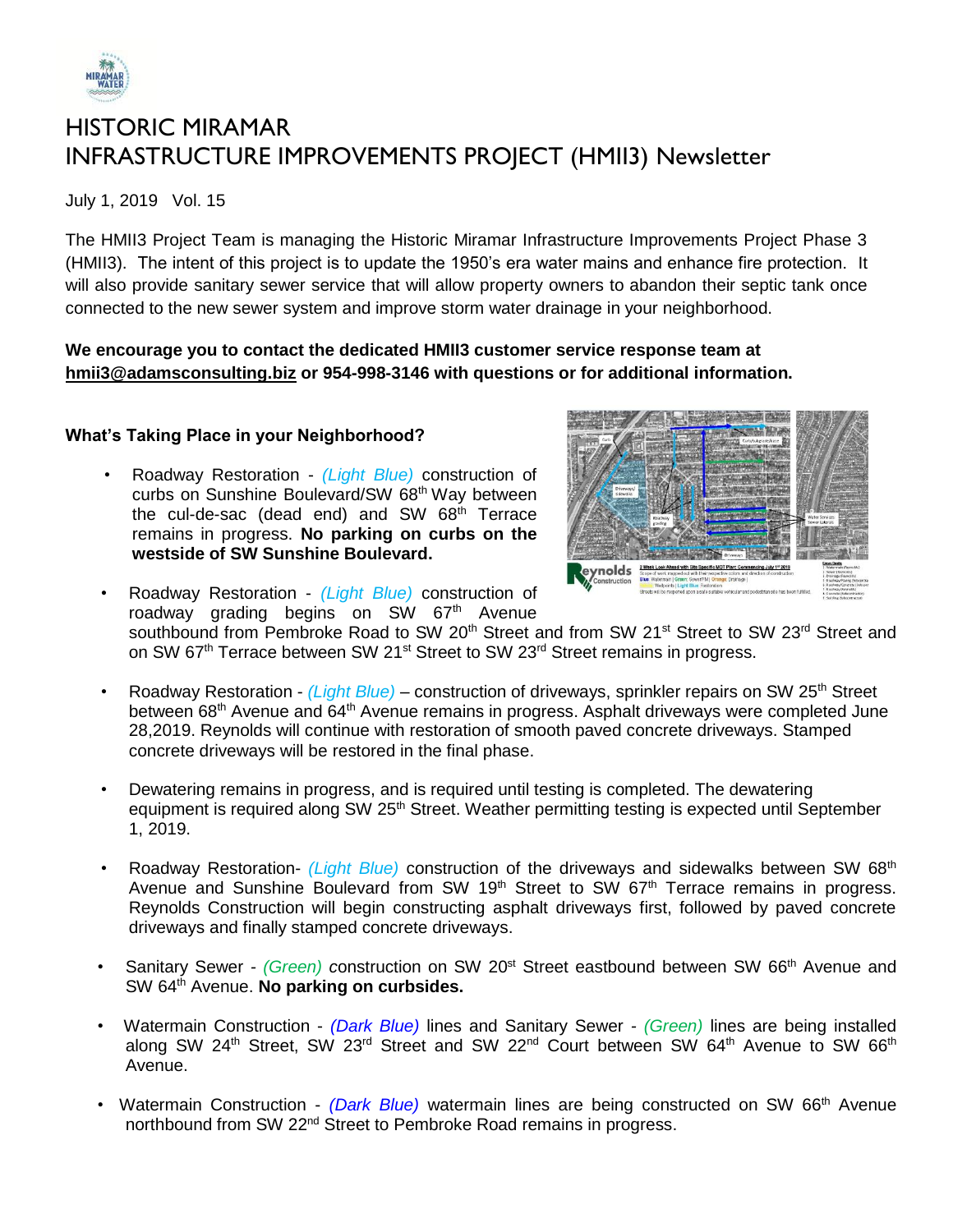# HISTORIC MIRAMAR INFRASTRUCTURE IMPROVEMENTS PROJECT (HMII3) Newsletter

July 1, 2019 Vol. 15

The HMII3 Project Team is managing the Historic Miramar Infrastructure Improvements Project Phase 3 (HMII3). The intent of this project is to update the 1950's era water mains and enhance fire protection. It will also provide sanitary sewer service that will allow property owners to abandon their septic tank once connected to the new sewer system and improve storm water drainage in your neighborhood.

**We encourage you to contact the dedicated HMII3 customer service response team at hmii3@adamsconsulting.biz or 954-998-3146 with questions or for additional information.**

### What's Taking Place in your Neighborhood?

- Roadway Restoration - *(Light Blue)* construction of curbs on Sunshine Boulevard/SW 68th Way between the cul-de-sac (dead end) and SW 68th Terrace remains in progress. **No parking on curbs on the westside of SW Sunshine Boulevard.**
- Roadway Restoration - *(Light Blue)* construction of roadway grading begins on SW 67th Avenue southbound from Pembroke Road to SW 20th Street and from SW 21st Street to SW 23rd Street and on SW 67th Terrace between SW 21st Street to SW 23rd Street remains in progress.
- Roadway Restoration - *(Light Blue)* – construction of driveways, sprinkler repairs on SW 25th Street between 68th Avenue and 64th Avenue remains in progress. Asphalt driveways were completed June 28,2019. Reynolds will continue with restoration of smooth paved concrete driveways. Stamped concrete driveways will be restored in the final phase.
- Dewatering remains in progress, and is required until testing is completed. The dewatering equipment is required along SW 25th Street. Weather permitting testing is expected until September 1, 2019.
- Roadway Restoration- *(Light Blue)* construction of the driveways and sidewalks between SW 68th Avenue and Sunshine Boulevard from SW 19th Street to SW 67th Terrace remains in progress. Reynolds Construction will begin constructing asphalt driveways first, followed by paved concrete driveways and finally stamped concrete driveways.
- Sanitary Sewer - *(Green)* construction on SW 20st Street eastbound between SW 66th Avenue and SW 64th Avenue. **No parking on curbsides.**
- Watermain Construction - *(Dark Blue)* lines and Sanitary Sewer - *(Green)* lines are being installed along SW 24th Street, SW 23rd Street and SW 22nd Court between SW 64th Avenue to SW 66th Avenue.
- Watermain Construction - *(Dark Blue)* watermain lines are being constructed on SW 66th Avenue northbound from SW 22nd Street to Pembroke Road remains in progress.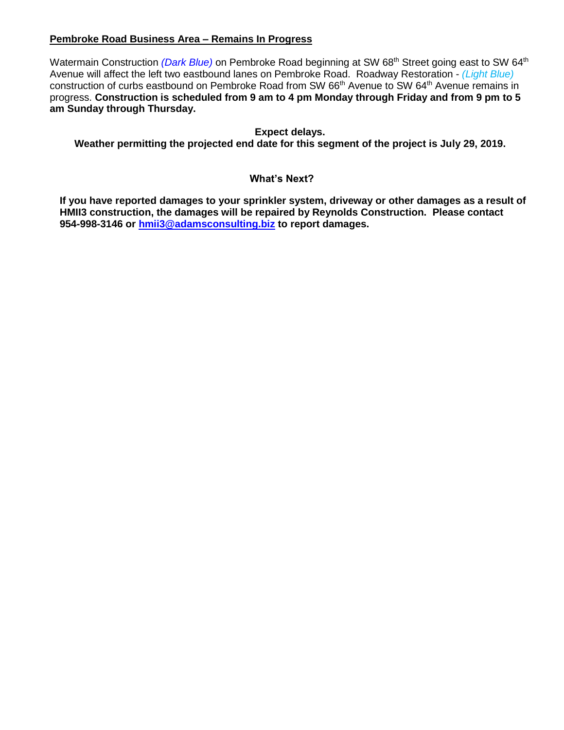**<u>Pembroke Road Business Area – Remains In Progress</u>**

Watermain Construction *(Dark Blue)* on Pembroke Road beginning at SW 68th Street going east to SW 64th Avenue will affect the left two eastbound lanes on Pembroke Road. Roadway Restoration - *(Light Blue)* construction of curbs eastbound on Pembroke Road from SW 66th Avenue to SW 64th Avenue remains in progress. **Construction is scheduled from 9 am to 4 pm Monday through Friday and from 9 pm to 5 am Sunday through Thursday.**

**Expect delays.**

**Weather permitting the projected end date for this segment of the project is July 29, 2019.**

**What's Next?**

**If you have reported damages to your sprinkler system, driveway or other damages as a result of HMII3 construction, the damages will be repaired by Reynolds Construction. Please contact 954-998-3146 or [hmii3@adamsconsulting.biz](mailto:hmii3@adamsconsulting.biz) to report damages.**